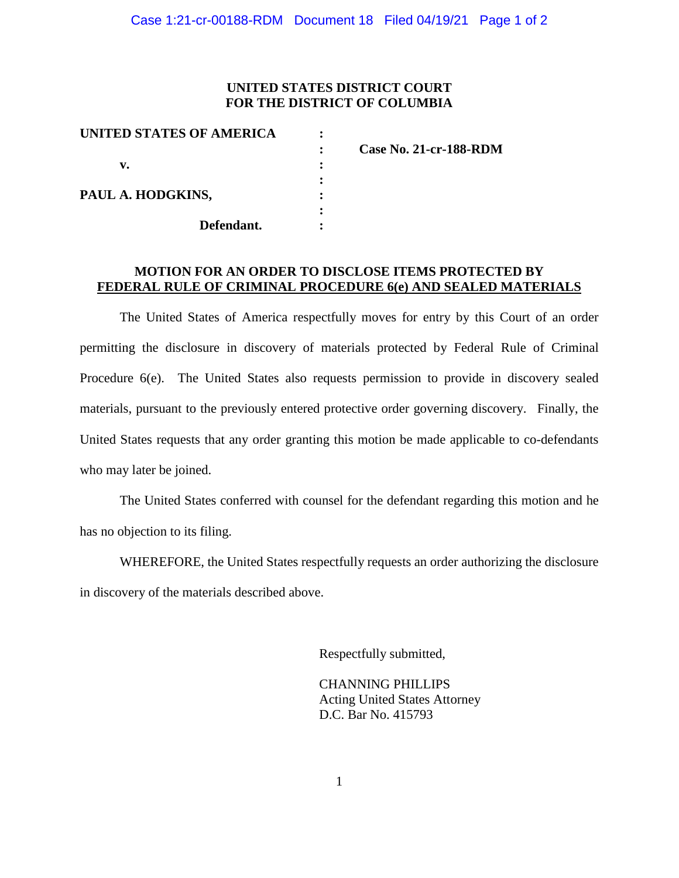**UNITED STATES DISTRICT COURT**
**FOR THE DISTRICT OF COLUMBIA**

| | | |
|---|---|---|
| **UNITED STATES OF AMERICA** | : | |
| | : | **Case No. 21-cr-188-RDM** |
| **v.** | : | |
| | : | |
| **PAUL A. HODGKINS,** | : | |
| | : | |
| **Defendant.** | : | |

**MOTION FOR AN ORDER TO DISCLOSE ITEMS PROTECTED BY FEDERAL RULE OF CRIMINAL PROCEDURE 6(e) AND SEALED MATERIALS**

The United States of America respectfully moves for entry by this Court of an order permitting the disclosure in discovery of materials protected by Federal Rule of Criminal Procedure 6(e). The United States also requests permission to provide in discovery sealed materials, pursuant to the previously entered protective order governing discovery. Finally, the United States requests that any order granting this motion be made applicable to co-defendants who may later be joined.

The United States conferred with counsel for the defendant regarding this motion and he has no objection to its filing.

WHEREFORE, the United States respectfully requests an order authorizing the disclosure in discovery of the materials described above.

Respectfully submitted,

CHANNING PHILLIPS
Acting United States Attorney
D.C. Bar No. 415793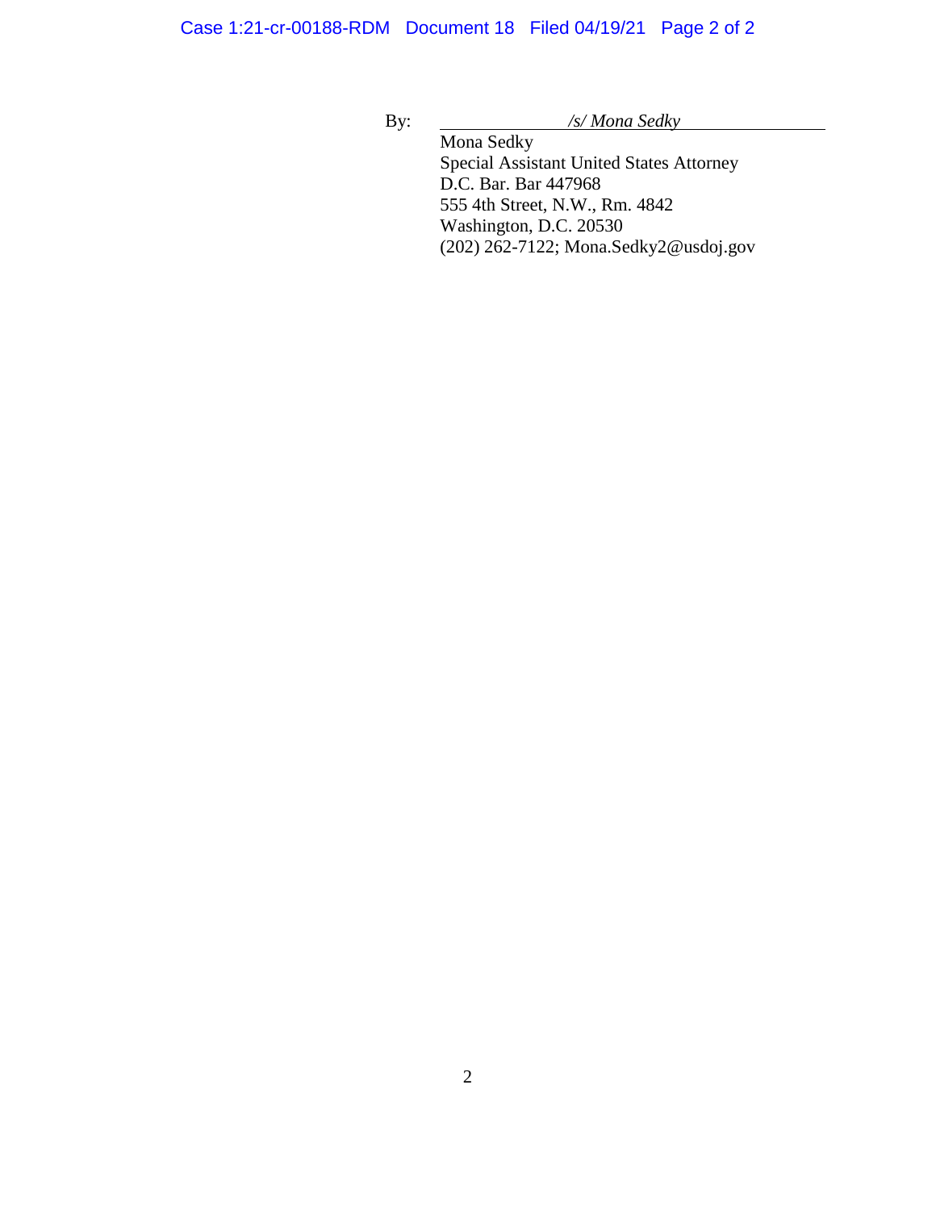By: *\/s/ Mona Sedky*

Mona Sedky
Special Assistant United States Attorney
D.C. Bar. Bar 447968
555 4th Street, N.W., Rm. 4842
Washington, D.C. 20530
(202) 262-7122; Mona.Sedky2@usdoj.gov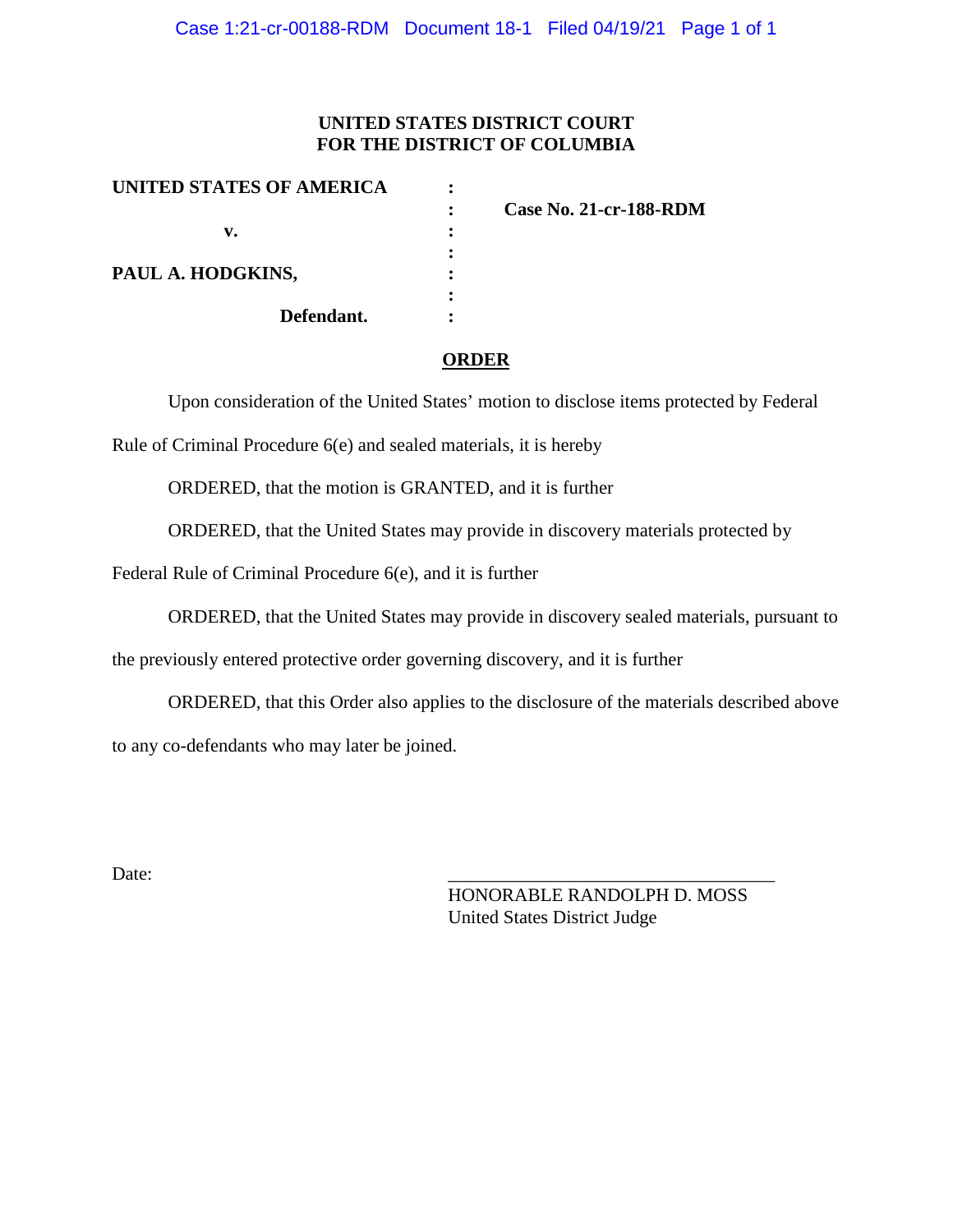**UNITED STATES DISTRICT COURT**
**FOR THE DISTRICT OF COLUMBIA**

| | | |
|---|---|---|
| **UNITED STATES OF AMERICA** | : | |
| | : | **Case No. 21-cr-188-RDM** |
| **v.** | : | |
| | : | |
| **PAUL A. HODGKINS,** | : | |
| | : | |
| **Defendant.** | : | |

## ORDER

Upon consideration of the United States' motion to disclose items protected by Federal Rule of Criminal Procedure 6(e) and sealed materials, it is hereby

ORDERED, that the motion is GRANTED, and it is further

ORDERED, that the United States may provide in discovery materials protected by Federal Rule of Criminal Procedure 6(e), and it is further

ORDERED, that the United States may provide in discovery sealed materials, pursuant to the previously entered protective order governing discovery, and it is further

ORDERED, that this Order also applies to the disclosure of the materials described above to any co-defendants who may later be joined.

Date:

\_\_\_\_\_\_\_\_\_\_\_\_\_\_\_\_\_\_\_\_\_\_\_\_\_\_\_\_\_\_\_\_\_\_\_
HONORABLE RANDOLPH D. MOSS
United States District Judge